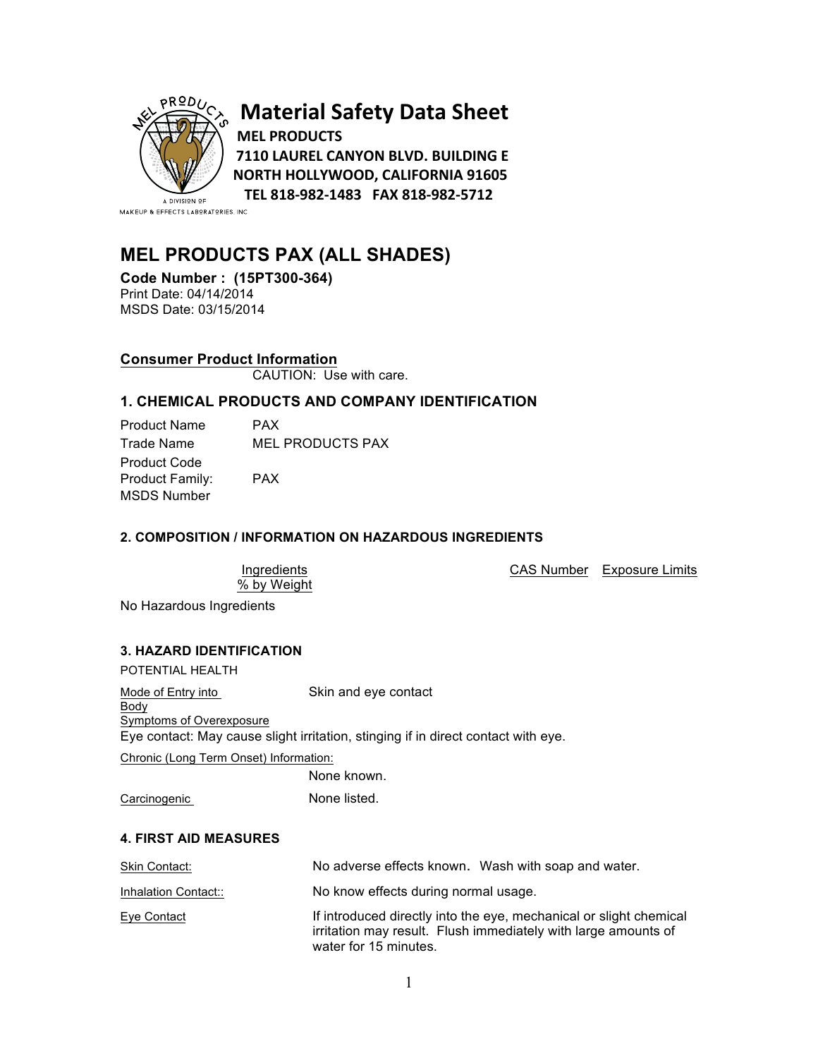# Material Safety Data Sheet

**MEL PRODUCTS**
**7110 LAUREL CANYON BLVD. BUILDING E**
**NORTH HOLLYWOOD, CALIFORNIA 91605**
**TEL 818-982-1483 FAX 818-982-5712**

MEL PRODUCTS
A DIVISION OF
MAKEUP & EFFECTS LABORATORIES, INC

# MEL PRODUCTS PAX (ALL SHADES)

**Code Number : (15PT300-364)**
Print Date: 04/14/2014
MSDS Date: 03/15/2014

## Consumer Product Information

CAUTION: Use with care.

## 1. CHEMICAL PRODUCTS AND COMPANY IDENTIFICATION

| | |
|---|---|
| Product Name | PAX |
| Trade Name | MEL PRODUCTS PAX |
| Product Code | |
| Product Family: | PAX |
| MSDS Number | |

### 2. COMPOSITION / INFORMATION ON HAZARDOUS INGREDIENTS

| Ingredients % by Weight | CAS Number | Exposure Limits |
|---|---|---|

No Hazardous Ingredients

### 3. HAZARD IDENTIFICATION

POTENTIAL HEALTH

Mode of Entry into Body: Skin and eye contact

Symptoms of Overexposure
Eye contact: May cause slight irritation, stinging if in direct contact with eye.

Chronic (Long Term Onset) Information:
None known.

Carcinogenic: None listed.

### 4. FIRST AID MEASURES

| | |
|---|---|
| Skin Contact: | No adverse effects known. Wash with soap and water. |
| Inhalation Contact:: | No know effects during normal usage. |
| Eye Contact | If introduced directly into the eye, mechanical or slight chemical irritation may result. Flush immediately with large amounts of water for 15 minutes. |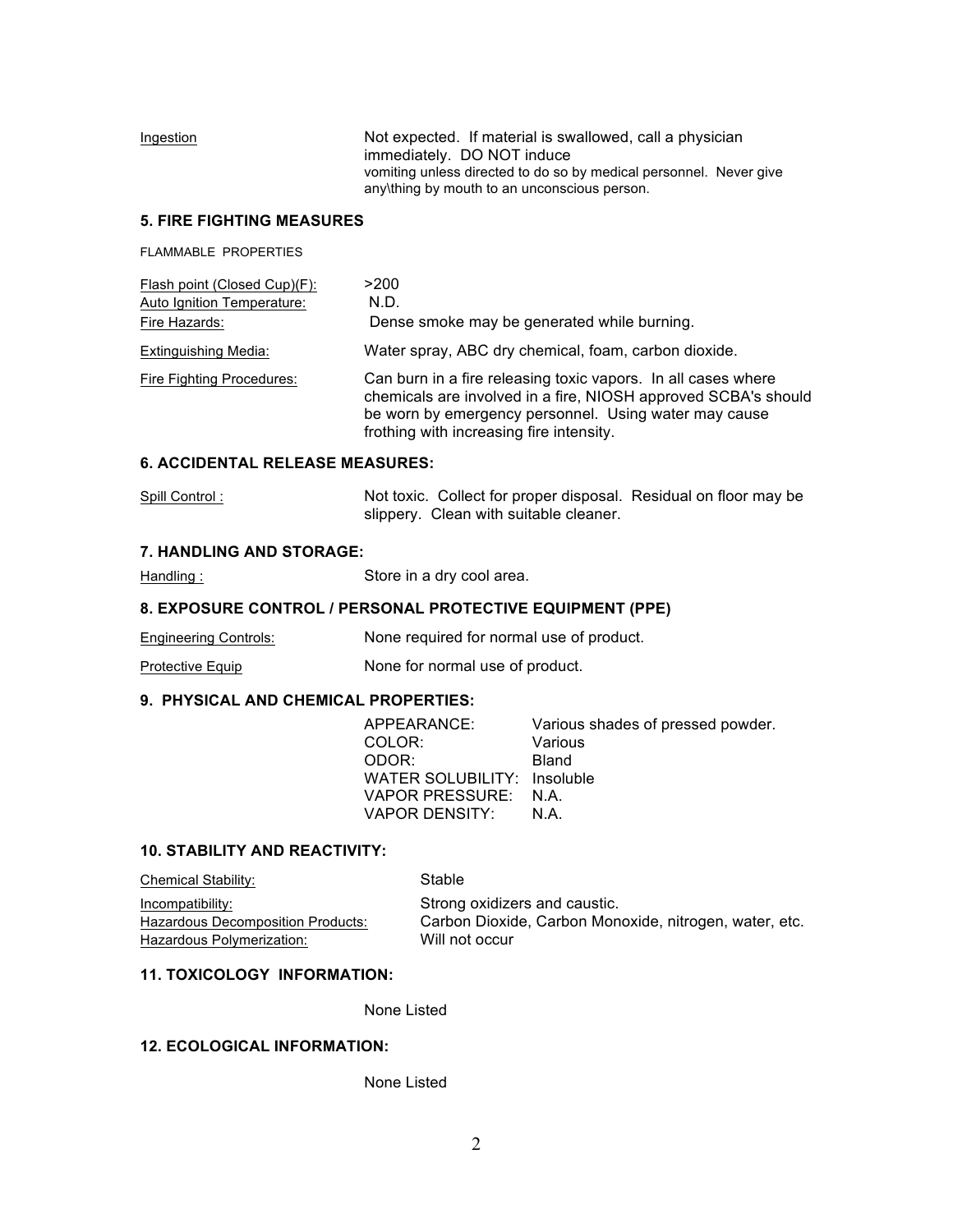| | |
|---|---|
| Ingestion | Not expected. If material is swallowed, call a physician immediately. DO NOT induce vomiting unless directed to do so by medical personnel. Never give any\thing by mouth to an unconscious person. |

## 5. FIRE FIGHTING MEASURES

FLAMMABLE PROPERTIES

| | |
|---|---|
| Flash point (Closed Cup)(F): | >200 |
| Auto Ignition Temperature: | N.D. |
| Fire Hazards: | Dense smoke may be generated while burning. |
| Extinguishing Media: | Water spray, ABC dry chemical, foam, carbon dioxide. |
| Fire Fighting Procedures: | Can burn in a fire releasing toxic vapors. In all cases where chemicals are involved in a fire, NIOSH approved SCBA's should be worn by emergency personnel. Using water may cause frothing with increasing fire intensity. |

## 6. ACCIDENTAL RELEASE MEASURES:

| | |
|---|---|
| Spill Control : | Not toxic. Collect for proper disposal. Residual on floor may be slippery. Clean with suitable cleaner. |

## 7. HANDLING AND STORAGE:

| | |
|---|---|
| Handling : | Store in a dry cool area. |

## 8. EXPOSURE CONTROL / PERSONAL PROTECTIVE EQUIPMENT (PPE)

| | |
|---|---|
| Engineering Controls: | None required for normal use of product. |
| Protective Equip | None for normal use of product. |

## 9. PHYSICAL AND CHEMICAL PROPERTIES:

| | |
|---|---|
| APPEARANCE: | Various shades of pressed powder. |
| COLOR: | Various |
| ODOR: | Bland |
| WATER SOLUBILITY: | Insoluble |
| VAPOR PRESSURE: | N.A. |
| VAPOR DENSITY: | N.A. |

## 10. STABILITY AND REACTIVITY:

| | |
|---|---|
| Chemical Stability: | Stable |
| Incompatibility: | Strong oxidizers and caustic. |
| Hazardous Decomposition Products: | Carbon Dioxide, Carbon Monoxide, nitrogen, water, etc. |
| Hazardous Polymerization: | Will not occur |

## 11. TOXICOLOGY INFORMATION:

None Listed

## 12. ECOLOGICAL INFORMATION:

None Listed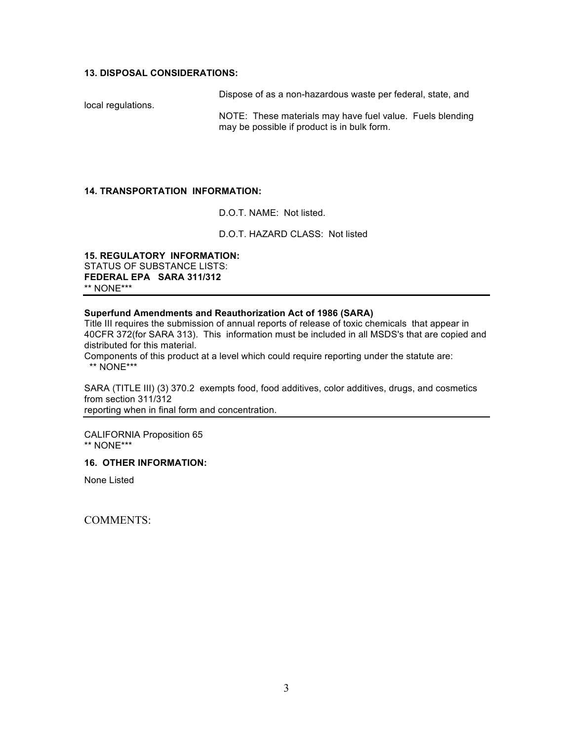**13. DISPOSAL CONSIDERATIONS:**

Dispose of as a non-hazardous waste per federal, state, and local regulations.

NOTE: These materials may have fuel value. Fuels blending may be possible if product is in bulk form.

**14. TRANSPORTATION INFORMATION:**

D.O.T. NAME: Not listed.

D.O.T. HAZARD CLASS: Not listed

**15. REGULATORY INFORMATION:**
STATUS OF SUBSTANCE LISTS:
**FEDERAL EPA SARA 311/312**
** NONE***

---

**Superfund Amendments and Reauthorization Act of 1986 (SARA)**
Title III requires the submission of annual reports of release of toxic chemicals that appear in 40CFR 372(for SARA 313). This information must be included in all MSDS's that are copied and distributed for this material.
Components of this product at a level which could require reporting under the statute are:
** NONE***

SARA (TITLE III) (3) 370.2 exempts food, food additives, color additives, drugs, and cosmetics from section 311/312
reporting when in final form and concentration.

---

CALIFORNIA Proposition 65
** NONE***

**16. OTHER INFORMATION:**

None Listed

COMMENTS: